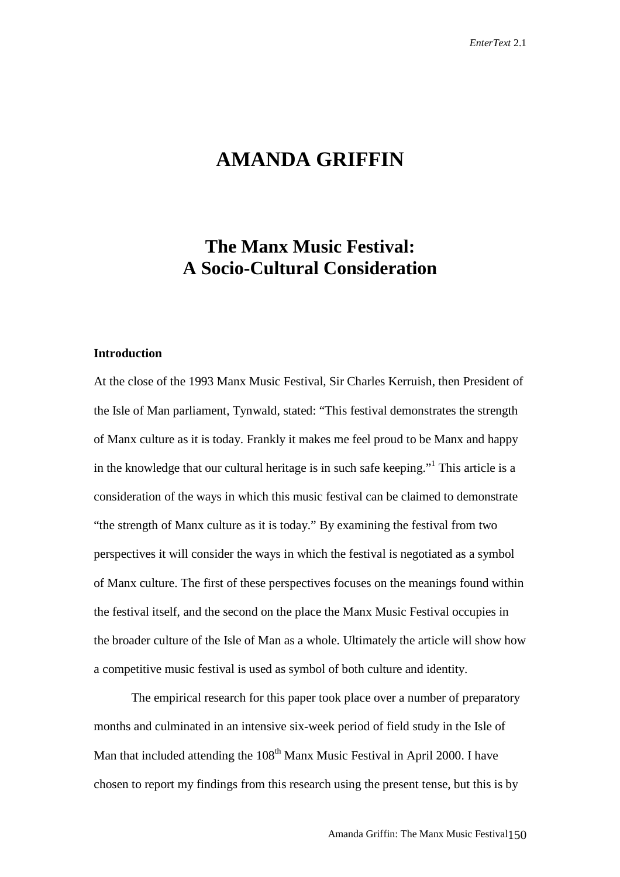# AMANDA GRIFFIN

## The Manx Music Festival: A Socio-Cultural Consideration

### Introduction

At the close of the 1993 Manx Music Festival, Sir Charles Kerruish, then President of the Isle of Man parliament, Tynwald, stated: "This festival demonstrates the strength of Manx culture as it is today. Frankly it makes me feel proud to be Manx and happy in the knowledge that our cultural heritage is in such safe keeping."[1] This article is a consideration of the ways in which this music festival can be claimed to demonstrate "the strength of Manx culture as it is today." By examining the festival from two perspectives it will consider the ways in which the festival is negotiated as a symbol of Manx culture. The first of these perspectives focuses on the meanings found within the festival itself, and the second on the place the Manx Music Festival occupies in the broader culture of the Isle of Man as a whole. Ultimately the article will show how a competitive music festival is used as symbol of both culture and identity.

The empirical research for this paper took place over a number of preparatory months and culminated in an intensive six-week period of field study in the Isle of Man that included attending the 108th Manx Music Festival in April 2000. I have chosen to report my findings from this research using the present tense, but this is by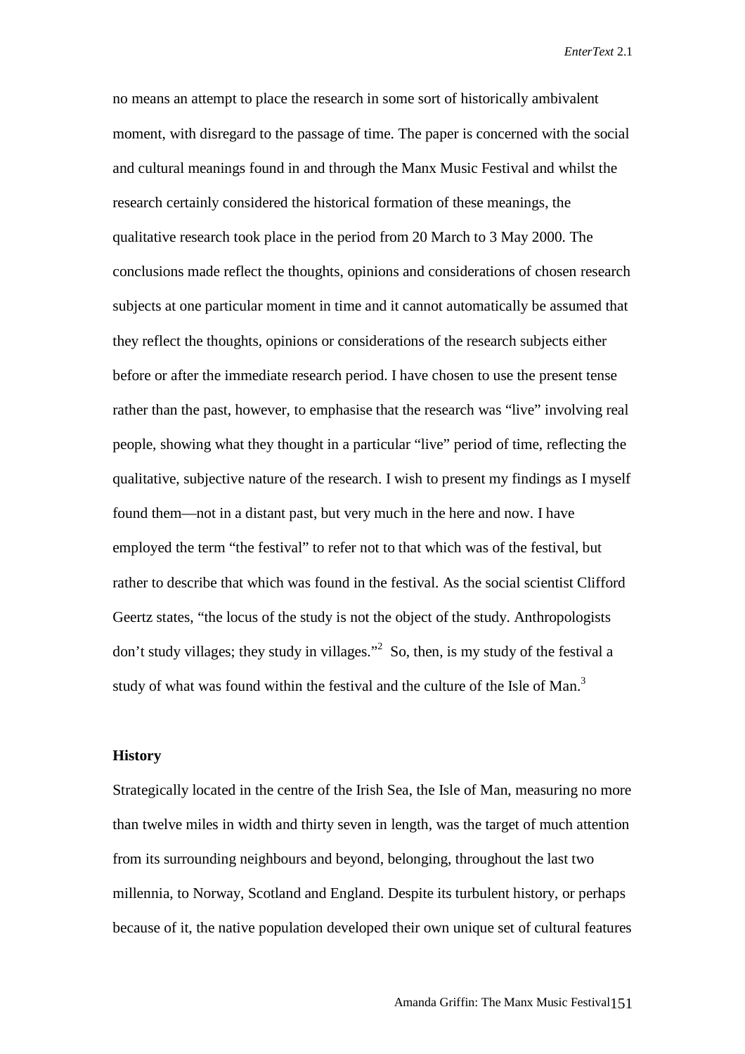no means an attempt to place the research in some sort of historically ambivalent moment, with disregard to the passage of time. The paper is concerned with the social and cultural meanings found in and through the Manx Music Festival and whilst the research certainly considered the historical formation of these meanings, the qualitative research took place in the period from 20 March to 3 May 2000. The conclusions made reflect the thoughts, opinions and considerations of chosen research subjects at one particular moment in time and it cannot automatically be assumed that they reflect the thoughts, opinions or considerations of the research subjects either before or after the immediate research period. I have chosen to use the present tense rather than the past, however, to emphasise that the research was "live" involving real people, showing what they thought in a particular "live" period of time, reflecting the qualitative, subjective nature of the research. I wish to present my findings as I myself found them—not in a distant past, but very much in the here and now. I have employed the term "the festival" to refer not to that which was of the festival, but rather to describe that which was found in the festival. As the social scientist Clifford Geertz states, "the locus of the study is not the object of the study. Anthropologists don't study villages; they study in villages."[2] So, then, is my study of the festival a study of what was found within the festival and the culture of the Isle of Man.[3]

**History**

Strategically located in the centre of the Irish Sea, the Isle of Man, measuring no more than twelve miles in width and thirty seven in length, was the target of much attention from its surrounding neighbours and beyond, belonging, throughout the last two millennia, to Norway, Scotland and England. Despite its turbulent history, or perhaps because of it, the native population developed their own unique set of cultural features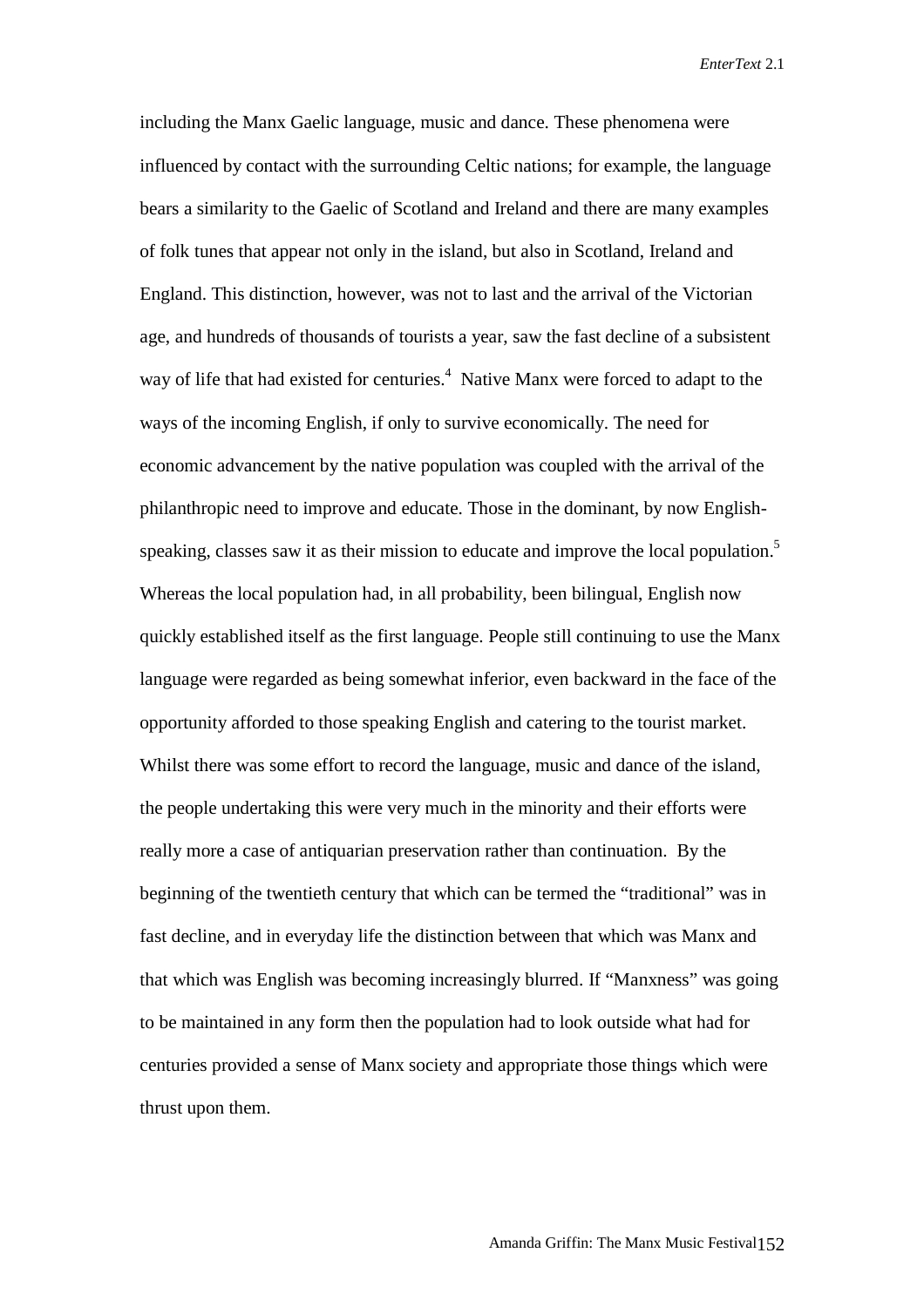including the Manx Gaelic language, music and dance. These phenomena were influenced by contact with the surrounding Celtic nations; for example, the language bears a similarity to the Gaelic of Scotland and Ireland and there are many examples of folk tunes that appear not only in the island, but also in Scotland, Ireland and England. This distinction, however, was not to last and the arrival of the Victorian age, and hundreds of thousands of tourists a year, saw the fast decline of a subsistent way of life that had existed for centuries.[4] Native Manx were forced to adapt to the ways of the incoming English, if only to survive economically. The need for economic advancement by the native population was coupled with the arrival of the philanthropic need to improve and educate. Those in the dominant, by now English-speaking, classes saw it as their mission to educate and improve the local population.[5] Whereas the local population had, in all probability, been bilingual, English now quickly established itself as the first language. People still continuing to use the Manx language were regarded as being somewhat inferior, even backward in the face of the opportunity afforded to those speaking English and catering to the tourist market. Whilst there was some effort to record the language, music and dance of the island, the people undertaking this were very much in the minority and their efforts were really more a case of antiquarian preservation rather than continuation. By the beginning of the twentieth century that which can be termed the "traditional" was in fast decline, and in everyday life the distinction between that which was Manx and that which was English was becoming increasingly blurred. If "Manxness" was going to be maintained in any form then the population had to look outside what had for centuries provided a sense of Manx society and appropriate those things which were thrust upon them.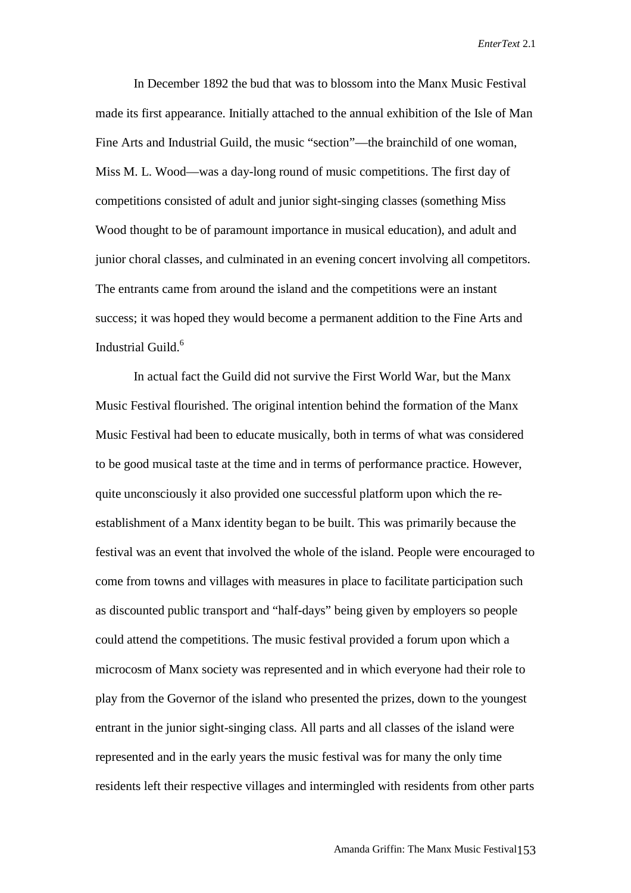In December 1892 the bud that was to blossom into the Manx Music Festival made its first appearance. Initially attached to the annual exhibition of the Isle of Man Fine Arts and Industrial Guild, the music "section"—the brainchild of one woman, Miss M. L. Wood—was a day-long round of music competitions. The first day of competitions consisted of adult and junior sight-singing classes (something Miss Wood thought to be of paramount importance in musical education), and adult and junior choral classes, and culminated in an evening concert involving all competitors. The entrants came from around the island and the competitions were an instant success; it was hoped they would become a permanent addition to the Fine Arts and Industrial Guild.[6]

In actual fact the Guild did not survive the First World War, but the Manx Music Festival flourished. The original intention behind the formation of the Manx Music Festival had been to educate musically, both in terms of what was considered to be good musical taste at the time and in terms of performance practice. However, quite unconsciously it also provided one successful platform upon which the re-establishment of a Manx identity began to be built. This was primarily because the festival was an event that involved the whole of the island. People were encouraged to come from towns and villages with measures in place to facilitate participation such as discounted public transport and "half-days" being given by employers so people could attend the competitions. The music festival provided a forum upon which a microcosm of Manx society was represented and in which everyone had their role to play from the Governor of the island who presented the prizes, down to the youngest entrant in the junior sight-singing class. All parts and all classes of the island were represented and in the early years the music festival was for many the only time residents left their respective villages and intermingled with residents from other parts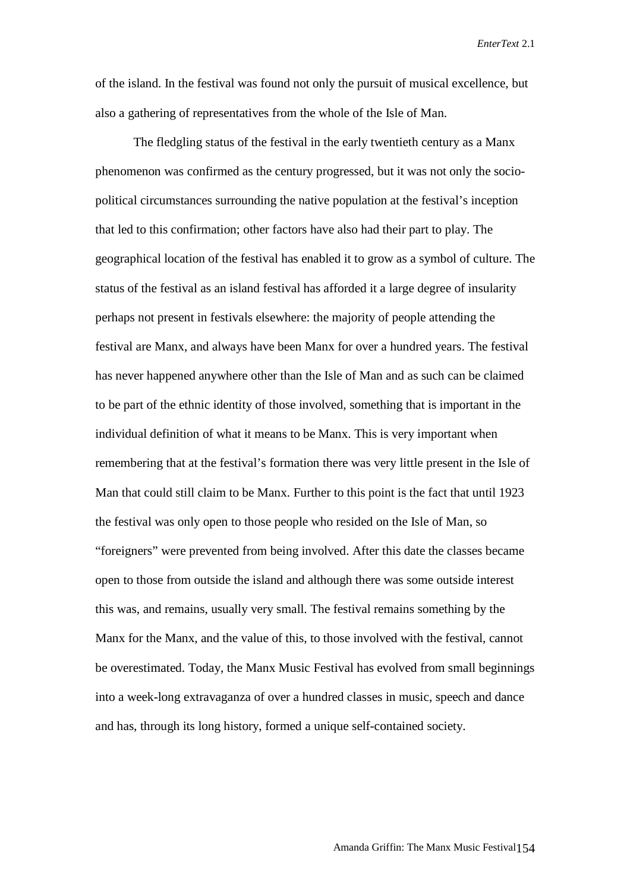of the island. In the festival was found not only the pursuit of musical excellence, but also a gathering of representatives from the whole of the Isle of Man.

The fledgling status of the festival in the early twentieth century as a Manx phenomenon was confirmed as the century progressed, but it was not only the socio-political circumstances surrounding the native population at the festival's inception that led to this confirmation; other factors have also had their part to play. The geographical location of the festival has enabled it to grow as a symbol of culture. The status of the festival as an island festival has afforded it a large degree of insularity perhaps not present in festivals elsewhere: the majority of people attending the festival are Manx, and always have been Manx for over a hundred years. The festival has never happened anywhere other than the Isle of Man and as such can be claimed to be part of the ethnic identity of those involved, something that is important in the individual definition of what it means to be Manx. This is very important when remembering that at the festival's formation there was very little present in the Isle of Man that could still claim to be Manx. Further to this point is the fact that until 1923 the festival was only open to those people who resided on the Isle of Man, so "foreigners" were prevented from being involved. After this date the classes became open to those from outside the island and although there was some outside interest this was, and remains, usually very small. The festival remains something by the Manx for the Manx, and the value of this, to those involved with the festival, cannot be overestimated. Today, the Manx Music Festival has evolved from small beginnings into a week-long extravaganza of over a hundred classes in music, speech and dance and has, through its long history, formed a unique self-contained society.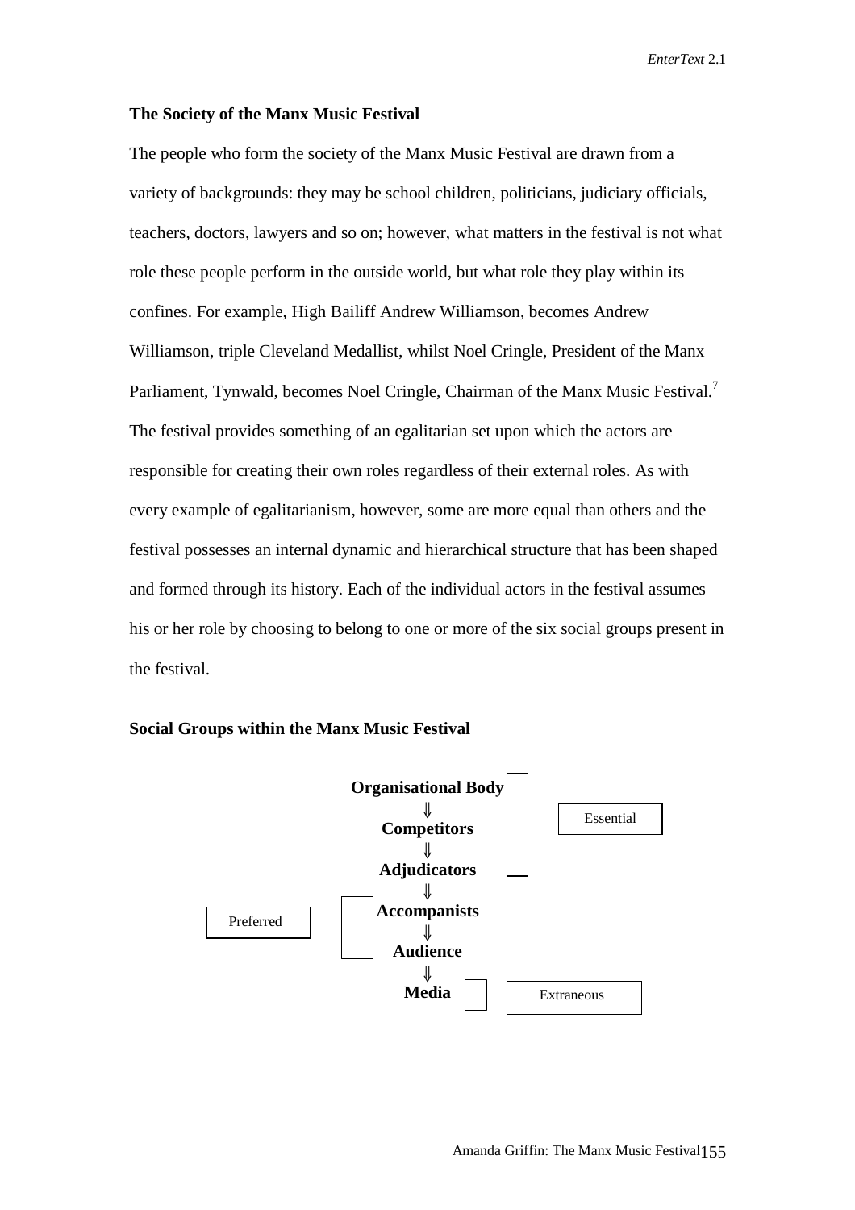### The Society of the Manx Music Festival

The people who form the society of the Manx Music Festival are drawn from a variety of backgrounds: they may be school children, politicians, judiciary officials, teachers, doctors, lawyers and so on; however, what matters in the festival is not what role these people perform in the outside world, but what role they play within its confines. For example, High Bailiff Andrew Williamson, becomes Andrew Williamson, triple Cleveland Medallist, whilst Noel Cringle, President of the Manx Parliament, Tynwald, becomes Noel Cringle, Chairman of the Manx Music Festival.[7] The festival provides something of an egalitarian set upon which the actors are responsible for creating their own roles regardless of their external roles. As with every example of egalitarianism, however, some are more equal than others and the festival possesses an internal dynamic and hierarchical structure that has been shaped and formed through its history. Each of the individual actors in the festival assumes his or her role by choosing to belong to one or more of the six social groups present in the festival.

### Social Groups within the Manx Music Festival

**Organisational Body**
⇓
**Competitors**
⇓
**Adjudicators**
⇓
**Accompanists**
⇓
**Audience**
⇓
**Media**

- Essential: Organisational Body, Competitors, Adjudicators
- Preferred: Accompanists, Audience
- Extraneous: Media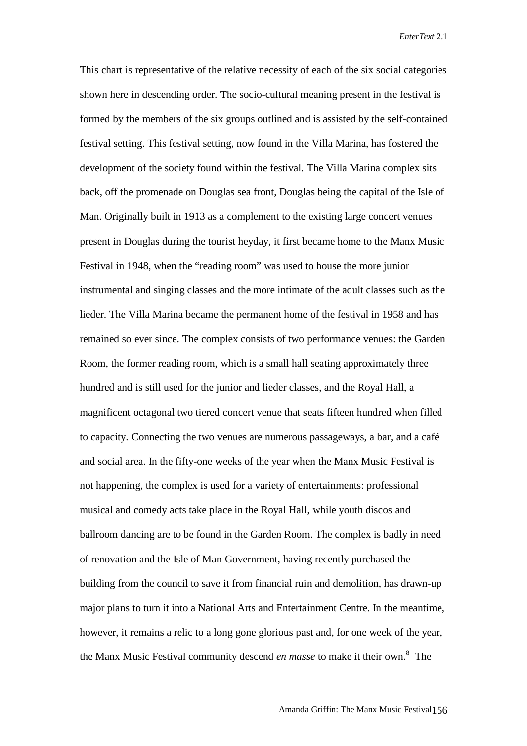This chart is representative of the relative necessity of each of the six social categories shown here in descending order. The socio-cultural meaning present in the festival is formed by the members of the six groups outlined and is assisted by the self-contained festival setting. This festival setting, now found in the Villa Marina, has fostered the development of the society found within the festival. The Villa Marina complex sits back, off the promenade on Douglas sea front, Douglas being the capital of the Isle of Man. Originally built in 1913 as a complement to the existing large concert venues present in Douglas during the tourist heyday, it first became home to the Manx Music Festival in 1948, when the "reading room" was used to house the more junior instrumental and singing classes and the more intimate of the adult classes such as the lieder. The Villa Marina became the permanent home of the festival in 1958 and has remained so ever since. The complex consists of two performance venues: the Garden Room, the former reading room, which is a small hall seating approximately three hundred and is still used for the junior and lieder classes, and the Royal Hall, a magnificent octagonal two tiered concert venue that seats fifteen hundred when filled to capacity. Connecting the two venues are numerous passageways, a bar, and a café and social area. In the fifty-one weeks of the year when the Manx Music Festival is not happening, the complex is used for a variety of entertainments: professional musical and comedy acts take place in the Royal Hall, while youth discos and ballroom dancing are to be found in the Garden Room. The complex is badly in need of renovation and the Isle of Man Government, having recently purchased the building from the council to save it from financial ruin and demolition, has drawn-up major plans to turn it into a National Arts and Entertainment Centre. In the meantime, however, it remains a relic to a long gone glorious past and, for one week of the year, the Manx Music Festival community descend *en masse* to make it their own.[8] The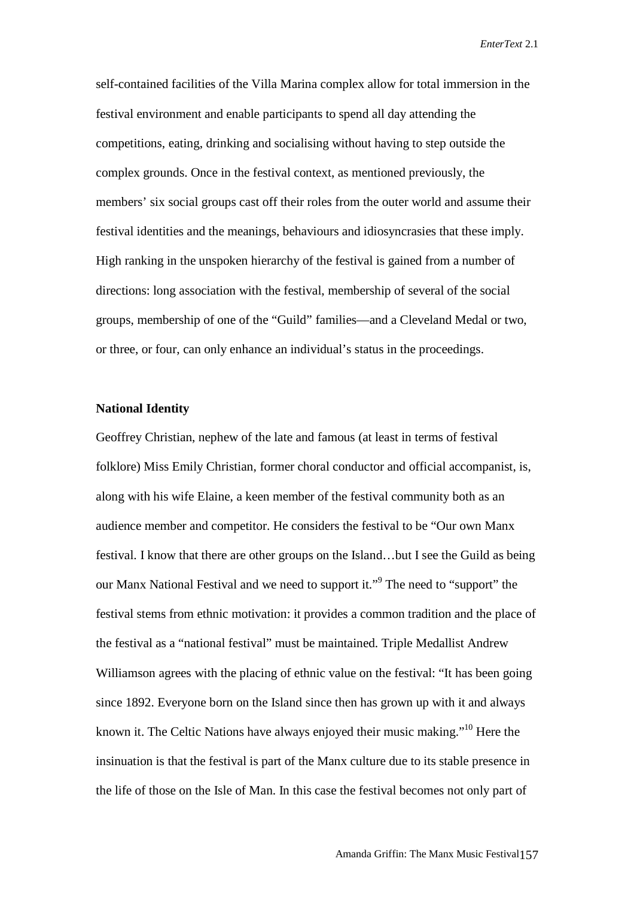self-contained facilities of the Villa Marina complex allow for total immersion in the festival environment and enable participants to spend all day attending the competitions, eating, drinking and socialising without having to step outside the complex grounds. Once in the festival context, as mentioned previously, the members' six social groups cast off their roles from the outer world and assume their festival identities and the meanings, behaviours and idiosyncrasies that these imply. High ranking in the unspoken hierarchy of the festival is gained from a number of directions: long association with the festival, membership of several of the social groups, membership of one of the "Guild" families—and a Cleveland Medal or two, or three, or four, can only enhance an individual's status in the proceedings.

**National Identity**

Geoffrey Christian, nephew of the late and famous (at least in terms of festival folklore) Miss Emily Christian, former choral conductor and official accompanist, is, along with his wife Elaine, a keen member of the festival community both as an audience member and competitor. He considers the festival to be "Our own Manx festival. I know that there are other groups on the Island…but I see the Guild as being our Manx National Festival and we need to support it."[9] The need to "support" the festival stems from ethnic motivation: it provides a common tradition and the place of the festival as a "national festival" must be maintained. Triple Medallist Andrew Williamson agrees with the placing of ethnic value on the festival: "It has been going since 1892. Everyone born on the Island since then has grown up with it and always known it. The Celtic Nations have always enjoyed their music making."[10] Here the insinuation is that the festival is part of the Manx culture due to its stable presence in the life of those on the Isle of Man. In this case the festival becomes not only part of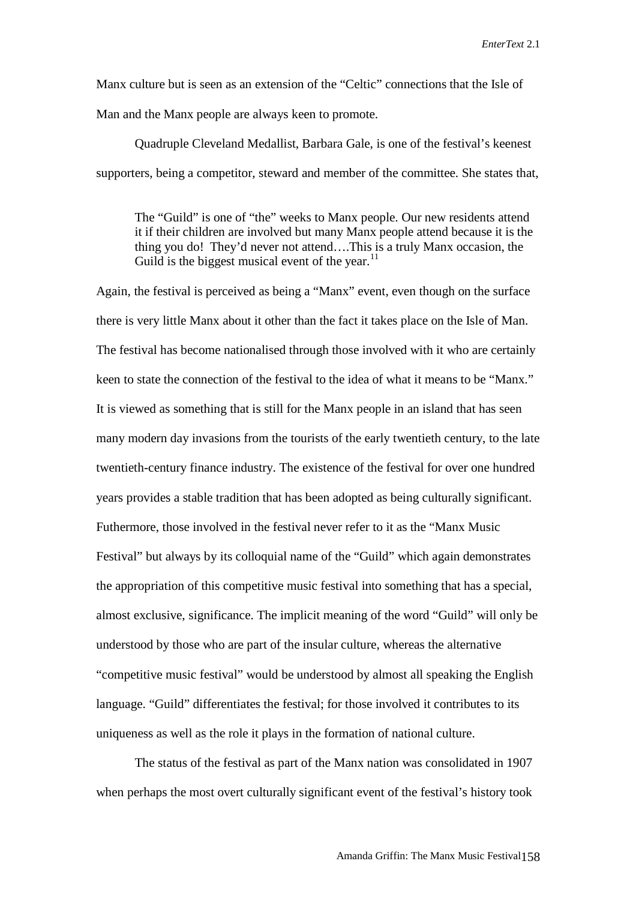Manx culture but is seen as an extension of the "Celtic" connections that the Isle of Man and the Manx people are always keen to promote.

Quadruple Cleveland Medallist, Barbara Gale, is one of the festival's keenest supporters, being a competitor, steward and member of the committee. She states that,

> The "Guild" is one of "the" weeks to Manx people. Our new residents attend it if their children are involved but many Manx people attend because it is the thing you do! They'd never not attend….This is a truly Manx occasion, the Guild is the biggest musical event of the year.[11]

Again, the festival is perceived as being a "Manx" event, even though on the surface there is very little Manx about it other than the fact it takes place on the Isle of Man. The festival has become nationalised through those involved with it who are certainly keen to state the connection of the festival to the idea of what it means to be "Manx." It is viewed as something that is still for the Manx people in an island that has seen many modern day invasions from the tourists of the early twentieth century, to the late twentieth-century finance industry. The existence of the festival for over one hundred years provides a stable tradition that has been adopted as being culturally significant. Futhermore, those involved in the festival never refer to it as the "Manx Music Festival" but always by its colloquial name of the "Guild" which again demonstrates the appropriation of this competitive music festival into something that has a special, almost exclusive, significance. The implicit meaning of the word "Guild" will only be understood by those who are part of the insular culture, whereas the alternative "competitive music festival" would be understood by almost all speaking the English language. "Guild" differentiates the festival; for those involved it contributes to its uniqueness as well as the role it plays in the formation of national culture.

The status of the festival as part of the Manx nation was consolidated in 1907 when perhaps the most overt culturally significant event of the festival's history took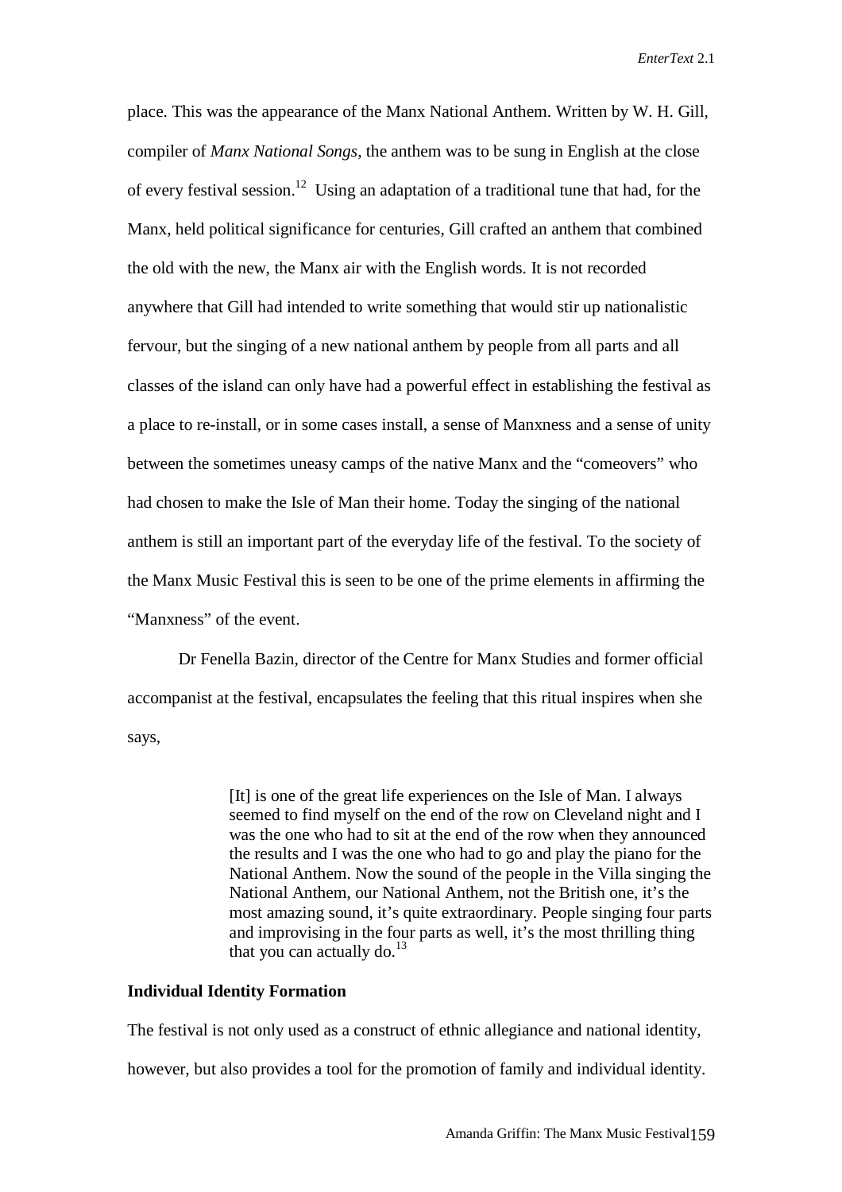place. This was the appearance of the Manx National Anthem. Written by W. H. Gill, compiler of *Manx National Songs*, the anthem was to be sung in English at the close of every festival session.[12] Using an adaptation of a traditional tune that had, for the Manx, held political significance for centuries, Gill crafted an anthem that combined the old with the new, the Manx air with the English words. It is not recorded anywhere that Gill had intended to write something that would stir up nationalistic fervour, but the singing of a new national anthem by people from all parts and all classes of the island can only have had a powerful effect in establishing the festival as a place to re-install, or in some cases install, a sense of Manxness and a sense of unity between the sometimes uneasy camps of the native Manx and the "comeovers" who had chosen to make the Isle of Man their home. Today the singing of the national anthem is still an important part of the everyday life of the festival. To the society of the Manx Music Festival this is seen to be one of the prime elements in affirming the "Manxness" of the event.

Dr Fenella Bazin, director of the Centre for Manx Studies and former official accompanist at the festival, encapsulates the feeling that this ritual inspires when she says,

> [It] is one of the great life experiences on the Isle of Man. I always seemed to find myself on the end of the row on Cleveland night and I was the one who had to sit at the end of the row when they announced the results and I was the one who had to go and play the piano for the National Anthem. Now the sound of the people in the Villa singing the National Anthem, our National Anthem, not the British one, it's the most amazing sound, it's quite extraordinary. People singing four parts and improvising in the four parts as well, it's the most thrilling thing that you can actually do.[13]

**Individual Identity Formation**

The festival is not only used as a construct of ethnic allegiance and national identity, however, but also provides a tool for the promotion of family and individual identity.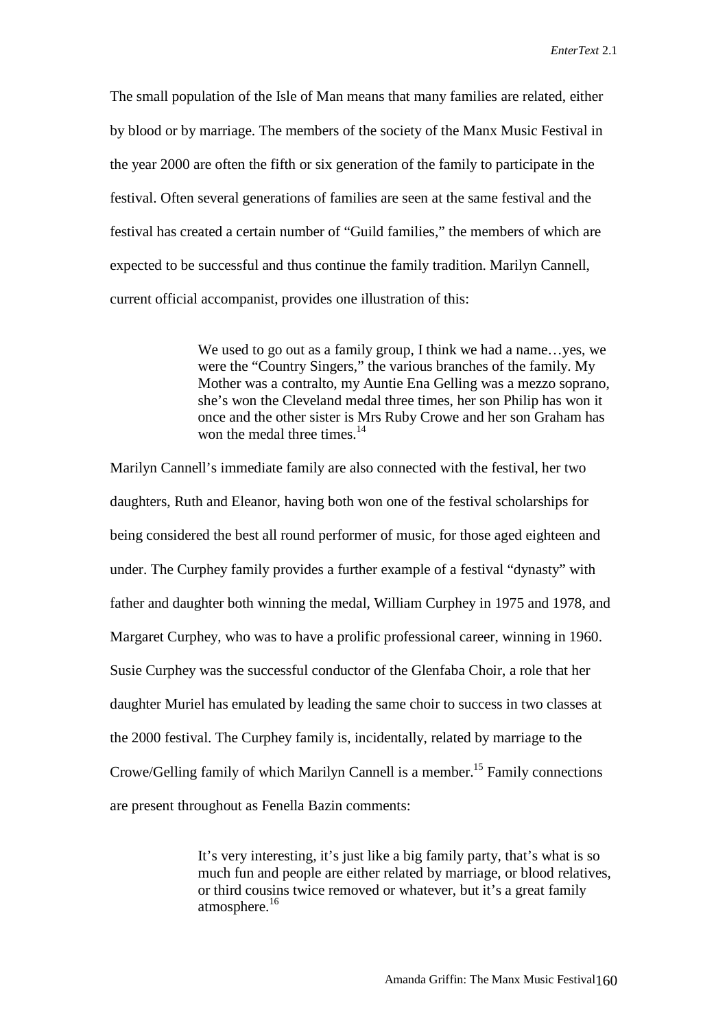The small population of the Isle of Man means that many families are related, either by blood or by marriage. The members of the society of the Manx Music Festival in the year 2000 are often the fifth or six generation of the family to participate in the festival. Often several generations of families are seen at the same festival and the festival has created a certain number of "Guild families," the members of which are expected to be successful and thus continue the family tradition. Marilyn Cannell, current official accompanist, provides one illustration of this:

> We used to go out as a family group, I think we had a name…yes, we were the "Country Singers," the various branches of the family. My Mother was a contralto, my Auntie Ena Gelling was a mezzo soprano, she's won the Cleveland medal three times, her son Philip has won it once and the other sister is Mrs Ruby Crowe and her son Graham has won the medal three times.[14]

Marilyn Cannell's immediate family are also connected with the festival, her two daughters, Ruth and Eleanor, having both won one of the festival scholarships for being considered the best all round performer of music, for those aged eighteen and under. The Curphey family provides a further example of a festival "dynasty" with father and daughter both winning the medal, William Curphey in 1975 and 1978, and Margaret Curphey, who was to have a prolific professional career, winning in 1960. Susie Curphey was the successful conductor of the Glenfaba Choir, a role that her daughter Muriel has emulated by leading the same choir to success in two classes at the 2000 festival. The Curphey family is, incidentally, related by marriage to the Crowe/Gelling family of which Marilyn Cannell is a member.[15] Family connections are present throughout as Fenella Bazin comments:

> It's very interesting, it's just like a big family party, that's what is so much fun and people are either related by marriage, or blood relatives, or third cousins twice removed or whatever, but it's a great family atmosphere.[16]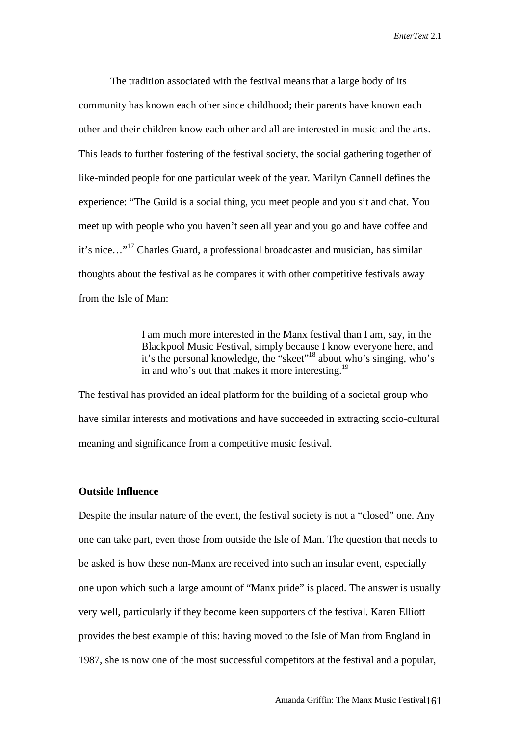The tradition associated with the festival means that a large body of its community has known each other since childhood; their parents have known each other and their children know each other and all are interested in music and the arts. This leads to further fostering of the festival society, the social gathering together of like-minded people for one particular week of the year. Marilyn Cannell defines the experience: "The Guild is a social thing, you meet people and you sit and chat. You meet up with people who you haven't seen all year and you go and have coffee and it's nice…"[17] Charles Guard, a professional broadcaster and musician, has similar thoughts about the festival as he compares it with other competitive festivals away from the Isle of Man:

> I am much more interested in the Manx festival than I am, say, in the Blackpool Music Festival, simply because I know everyone here, and it's the personal knowledge, the "skeet"[18] about who's singing, who's in and who's out that makes it more interesting.[19]

The festival has provided an ideal platform for the building of a societal group who have similar interests and motivations and have succeeded in extracting socio-cultural meaning and significance from a competitive music festival.

**Outside Influence**

Despite the insular nature of the event, the festival society is not a "closed" one. Any one can take part, even those from outside the Isle of Man. The question that needs to be asked is how these non-Manx are received into such an insular event, especially one upon which such a large amount of "Manx pride" is placed. The answer is usually very well, particularly if they become keen supporters of the festival. Karen Elliott provides the best example of this: having moved to the Isle of Man from England in 1987, she is now one of the most successful competitors at the festival and a popular,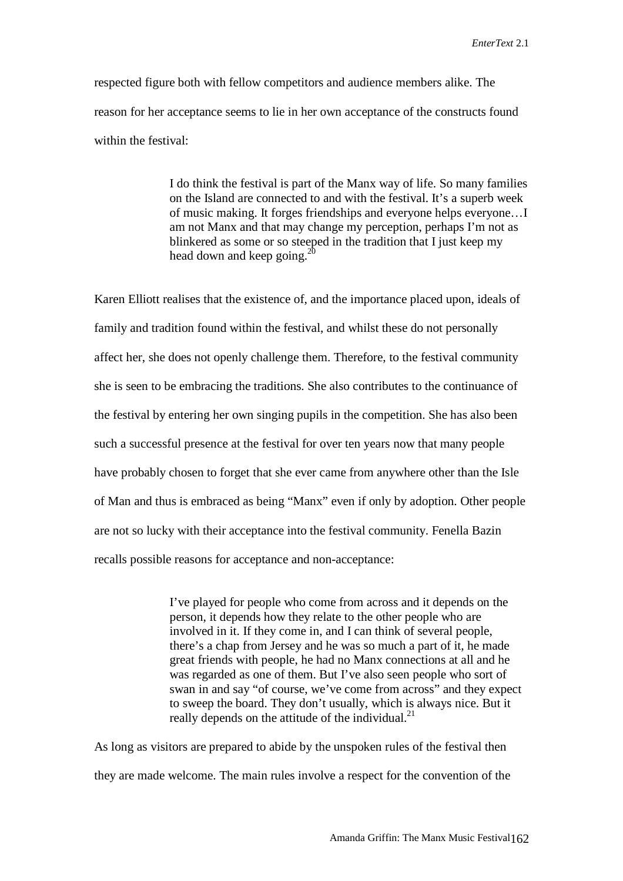respected figure both with fellow competitors and audience members alike. The reason for her acceptance seems to lie in her own acceptance of the constructs found within the festival:

> I do think the festival is part of the Manx way of life. So many families on the Island are connected to and with the festival. It's a superb week of music making. It forges friendships and everyone helps everyone…I am not Manx and that may change my perception, perhaps I'm not as blinkered as some or so steeped in the tradition that I just keep my head down and keep going.[20]

Karen Elliott realises that the existence of, and the importance placed upon, ideals of family and tradition found within the festival, and whilst these do not personally affect her, she does not openly challenge them. Therefore, to the festival community she is seen to be embracing the traditions. She also contributes to the continuance of the festival by entering her own singing pupils in the competition. She has also been such a successful presence at the festival for over ten years now that many people have probably chosen to forget that she ever came from anywhere other than the Isle of Man and thus is embraced as being "Manx" even if only by adoption. Other people are not so lucky with their acceptance into the festival community. Fenella Bazin recalls possible reasons for acceptance and non-acceptance:

> I've played for people who come from across and it depends on the person, it depends how they relate to the other people who are involved in it. If they come in, and I can think of several people, there's a chap from Jersey and he was so much a part of it, he made great friends with people, he had no Manx connections at all and he was regarded as one of them. But I've also seen people who sort of swan in and say "of course, we've come from across" and they expect to sweep the board. They don't usually, which is always nice. But it really depends on the attitude of the individual.[21]

As long as visitors are prepared to abide by the unspoken rules of the festival then they are made welcome. The main rules involve a respect for the convention of the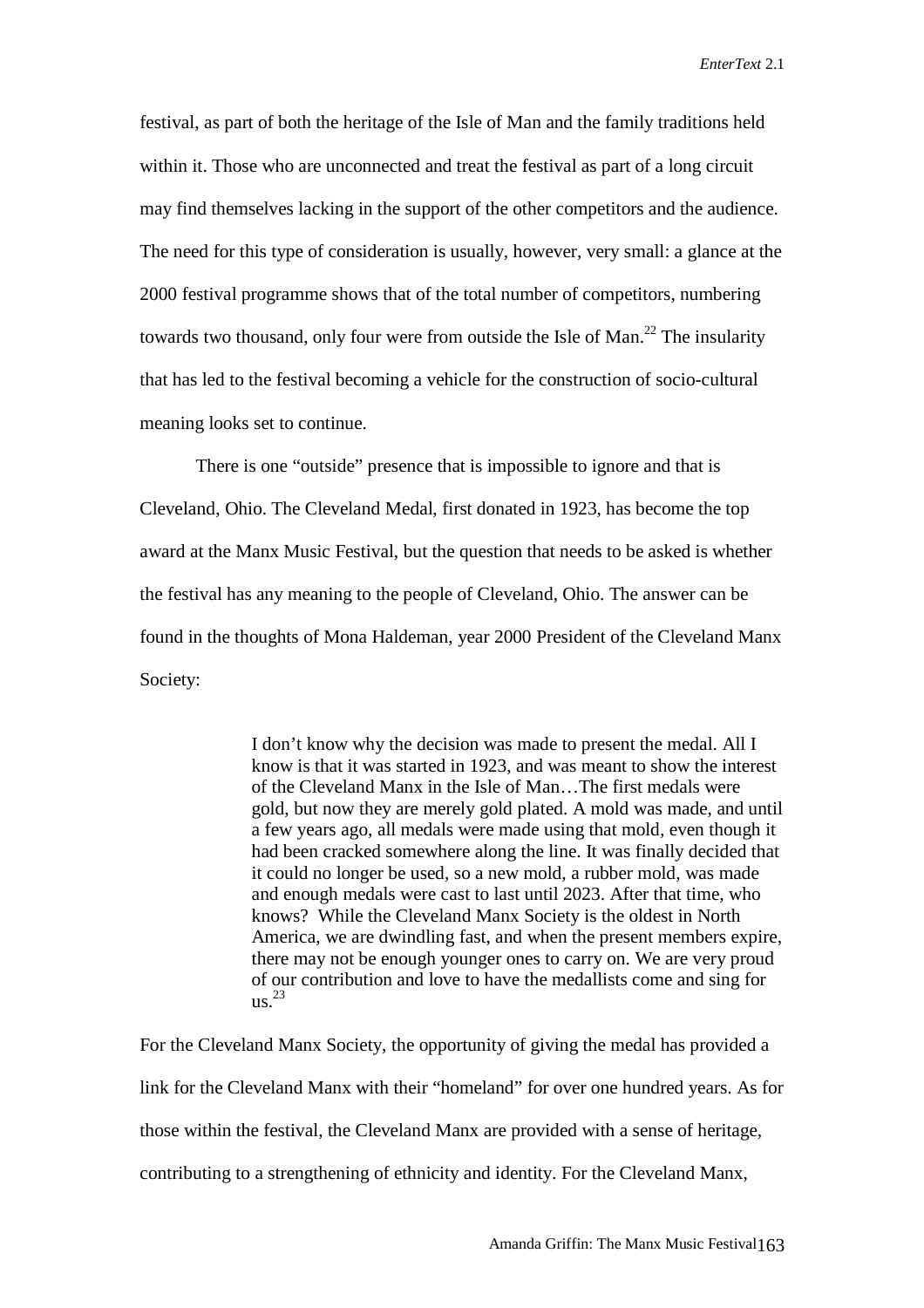festival, as part of both the heritage of the Isle of Man and the family traditions held within it. Those who are unconnected and treat the festival as part of a long circuit may find themselves lacking in the support of the other competitors and the audience. The need for this type of consideration is usually, however, very small: a glance at the 2000 festival programme shows that of the total number of competitors, numbering towards two thousand, only four were from outside the Isle of Man.[22] The insularity that has led to the festival becoming a vehicle for the construction of socio-cultural meaning looks set to continue.

There is one "outside" presence that is impossible to ignore and that is Cleveland, Ohio. The Cleveland Medal, first donated in 1923, has become the top award at the Manx Music Festival, but the question that needs to be asked is whether the festival has any meaning to the people of Cleveland, Ohio. The answer can be found in the thoughts of Mona Haldeman, year 2000 President of the Cleveland Manx Society:

> I don't know why the decision was made to present the medal. All I know is that it was started in 1923, and was meant to show the interest of the Cleveland Manx in the Isle of Man…The first medals were gold, but now they are merely gold plated. A mold was made, and until a few years ago, all medals were made using that mold, even though it had been cracked somewhere along the line. It was finally decided that it could no longer be used, so a new mold, a rubber mold, was made and enough medals were cast to last until 2023. After that time, who knows? While the Cleveland Manx Society is the oldest in North America, we are dwindling fast, and when the present members expire, there may not be enough younger ones to carry on. We are very proud of our contribution and love to have the medallists come and sing for us.[23]

For the Cleveland Manx Society, the opportunity of giving the medal has provided a link for the Cleveland Manx with their "homeland" for over one hundred years. As for those within the festival, the Cleveland Manx are provided with a sense of heritage, contributing to a strengthening of ethnicity and identity. For the Cleveland Manx,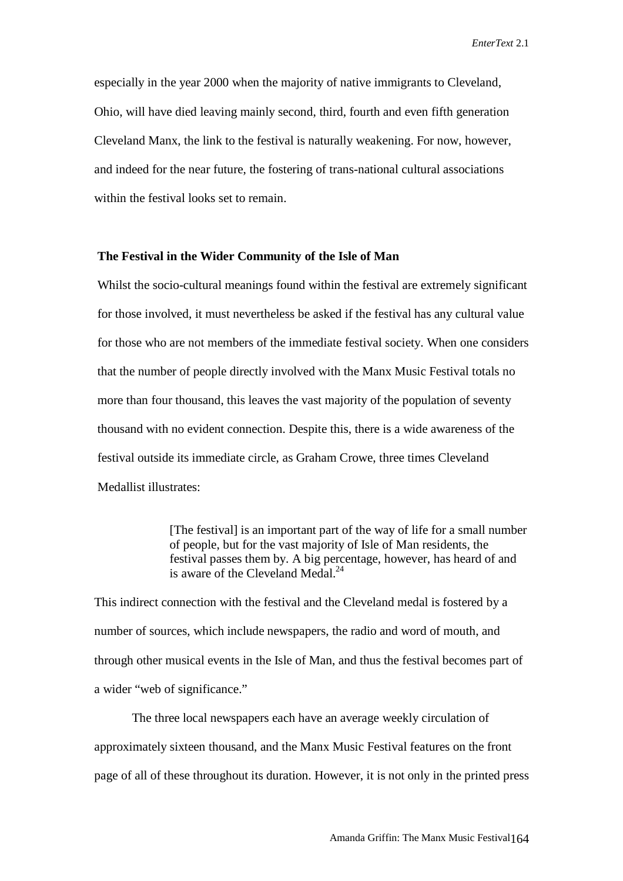especially in the year 2000 when the majority of native immigrants to Cleveland, Ohio, will have died leaving mainly second, third, fourth and even fifth generation Cleveland Manx, the link to the festival is naturally weakening. For now, however, and indeed for the near future, the fostering of trans-national cultural associations within the festival looks set to remain.

### The Festival in the Wider Community of the Isle of Man

Whilst the socio-cultural meanings found within the festival are extremely significant for those involved, it must nevertheless be asked if the festival has any cultural value for those who are not members of the immediate festival society. When one considers that the number of people directly involved with the Manx Music Festival totals no more than four thousand, this leaves the vast majority of the population of seventy thousand with no evident connection. Despite this, there is a wide awareness of the festival outside its immediate circle, as Graham Crowe, three times Cleveland Medallist illustrates:

> [The festival] is an important part of the way of life for a small number of people, but for the vast majority of Isle of Man residents, the festival passes them by. A big percentage, however, has heard of and is aware of the Cleveland Medal.[24]

This indirect connection with the festival and the Cleveland medal is fostered by a number of sources, which include newspapers, the radio and word of mouth, and through other musical events in the Isle of Man, and thus the festival becomes part of a wider "web of significance."

The three local newspapers each have an average weekly circulation of approximately sixteen thousand, and the Manx Music Festival features on the front page of all of these throughout its duration. However, it is not only in the printed press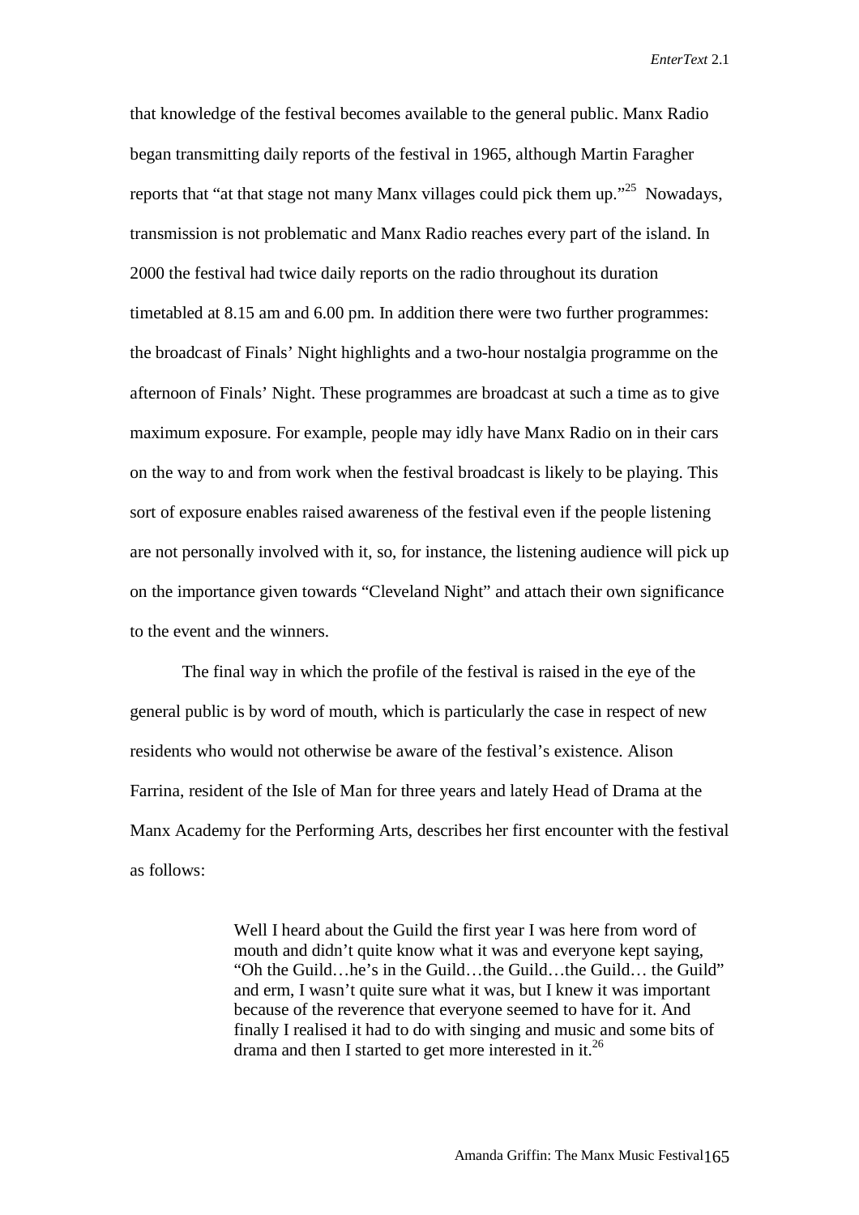that knowledge of the festival becomes available to the general public. Manx Radio began transmitting daily reports of the festival in 1965, although Martin Faragher reports that "at that stage not many Manx villages could pick them up."[25] Nowadays, transmission is not problematic and Manx Radio reaches every part of the island. In 2000 the festival had twice daily reports on the radio throughout its duration timetabled at 8.15 am and 6.00 pm. In addition there were two further programmes: the broadcast of Finals' Night highlights and a two-hour nostalgia programme on the afternoon of Finals' Night. These programmes are broadcast at such a time as to give maximum exposure. For example, people may idly have Manx Radio on in their cars on the way to and from work when the festival broadcast is likely to be playing. This sort of exposure enables raised awareness of the festival even if the people listening are not personally involved with it, so, for instance, the listening audience will pick up on the importance given towards "Cleveland Night" and attach their own significance to the event and the winners.

The final way in which the profile of the festival is raised in the eye of the general public is by word of mouth, which is particularly the case in respect of new residents who would not otherwise be aware of the festival's existence. Alison Farrina, resident of the Isle of Man for three years and lately Head of Drama at the Manx Academy for the Performing Arts, describes her first encounter with the festival as follows:

> Well I heard about the Guild the first year I was here from word of mouth and didn't quite know what it was and everyone kept saying, "Oh the Guild…he's in the Guild…the Guild…the Guild… the Guild" and erm, I wasn't quite sure what it was, but I knew it was important because of the reverence that everyone seemed to have for it. And finally I realised it had to do with singing and music and some bits of drama and then I started to get more interested in it.[26]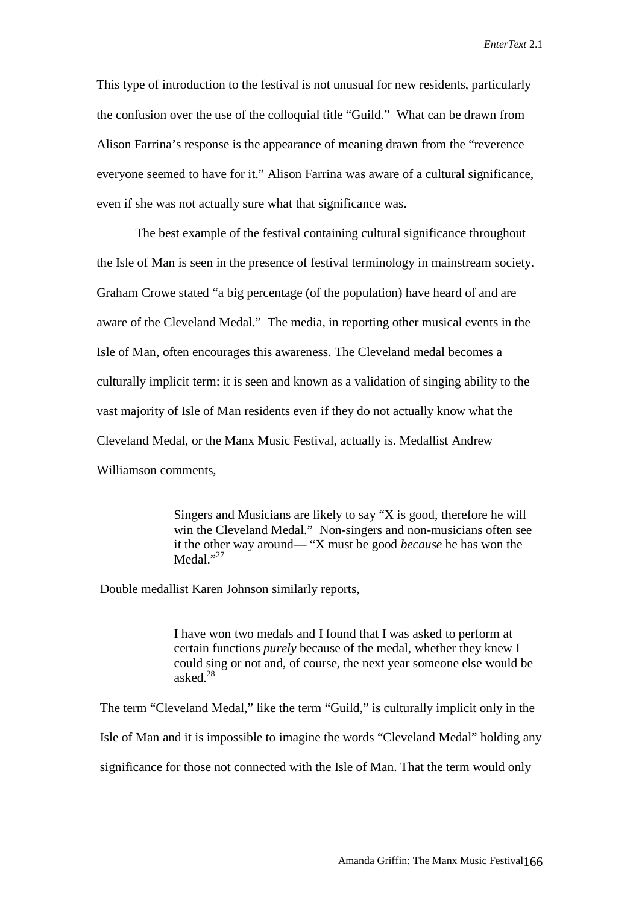This type of introduction to the festival is not unusual for new residents, particularly the confusion over the use of the colloquial title "Guild." What can be drawn from Alison Farrina's response is the appearance of meaning drawn from the "reverence everyone seemed to have for it." Alison Farrina was aware of a cultural significance, even if she was not actually sure what that significance was.

The best example of the festival containing cultural significance throughout the Isle of Man is seen in the presence of festival terminology in mainstream society. Graham Crowe stated "a big percentage (of the population) have heard of and are aware of the Cleveland Medal." The media, in reporting other musical events in the Isle of Man, often encourages this awareness. The Cleveland medal becomes a culturally implicit term: it is seen and known as a validation of singing ability to the vast majority of Isle of Man residents even if they do not actually know what the Cleveland Medal, or the Manx Music Festival, actually is. Medallist Andrew Williamson comments,

> Singers and Musicians are likely to say "X is good, therefore he will win the Cleveland Medal." Non-singers and non-musicians often see it the other way around— "X must be good *because* he has won the Medal."[27]

Double medallist Karen Johnson similarly reports,

> I have won two medals and I found that I was asked to perform at certain functions *purely* because of the medal, whether they knew I could sing or not and, of course, the next year someone else would be asked.[28]

The term "Cleveland Medal," like the term "Guild," is culturally implicit only in the Isle of Man and it is impossible to imagine the words "Cleveland Medal" holding any significance for those not connected with the Isle of Man. That the term would only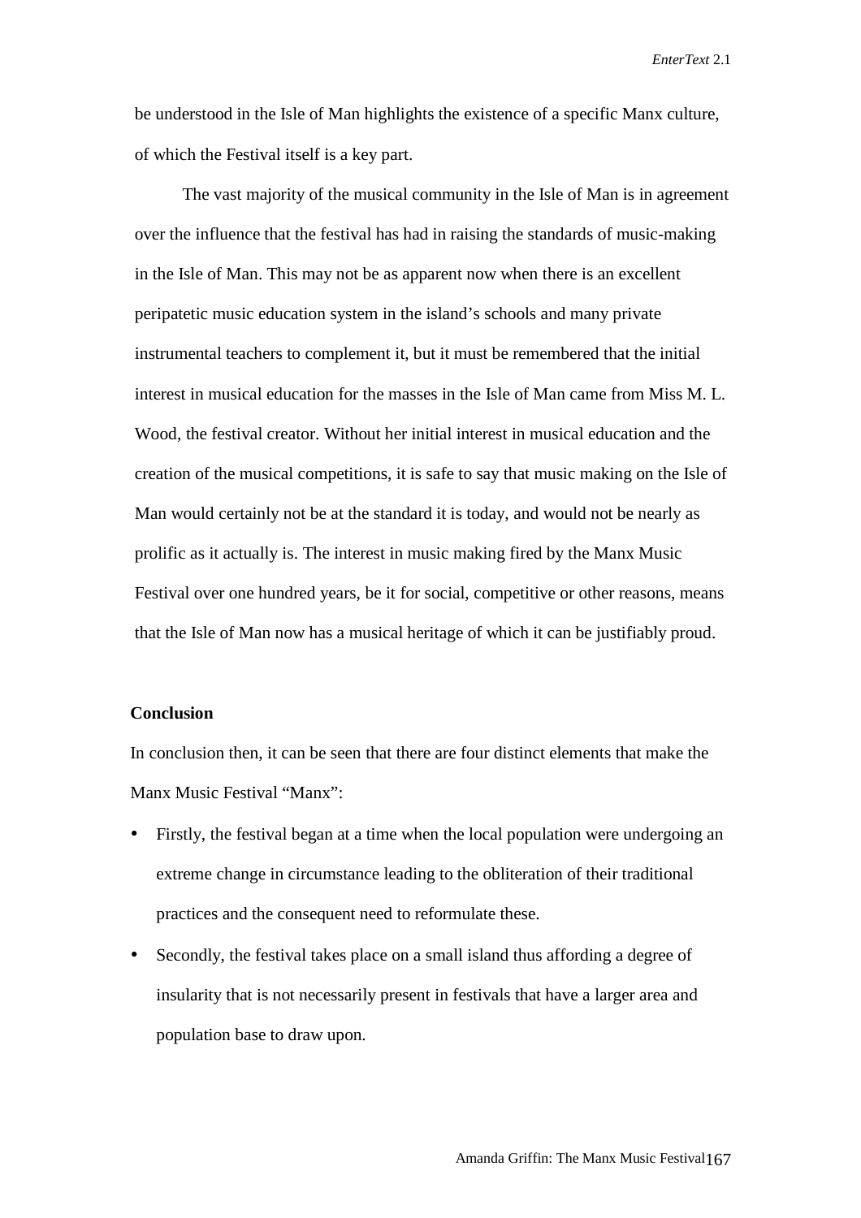be understood in the Isle of Man highlights the existence of a specific Manx culture, of which the Festival itself is a key part.

The vast majority of the musical community in the Isle of Man is in agreement over the influence that the festival has had in raising the standards of music-making in the Isle of Man. This may not be as apparent now when there is an excellent peripatetic music education system in the island's schools and many private instrumental teachers to complement it, but it must be remembered that the initial interest in musical education for the masses in the Isle of Man came from Miss M. L. Wood, the festival creator. Without her initial interest in musical education and the creation of the musical competitions, it is safe to say that music making on the Isle of Man would certainly not be at the standard it is today, and would not be nearly as prolific as it actually is. The interest in music making fired by the Manx Music Festival over one hundred years, be it for social, competitive or other reasons, means that the Isle of Man now has a musical heritage of which it can be justifiably proud.

## Conclusion

In conclusion then, it can be seen that there are four distinct elements that make the Manx Music Festival "Manx":

- Firstly, the festival began at a time when the local population were undergoing an extreme change in circumstance leading to the obliteration of their traditional practices and the consequent need to reformulate these.
- Secondly, the festival takes place on a small island thus affording a degree of insularity that is not necessarily present in festivals that have a larger area and population base to draw upon.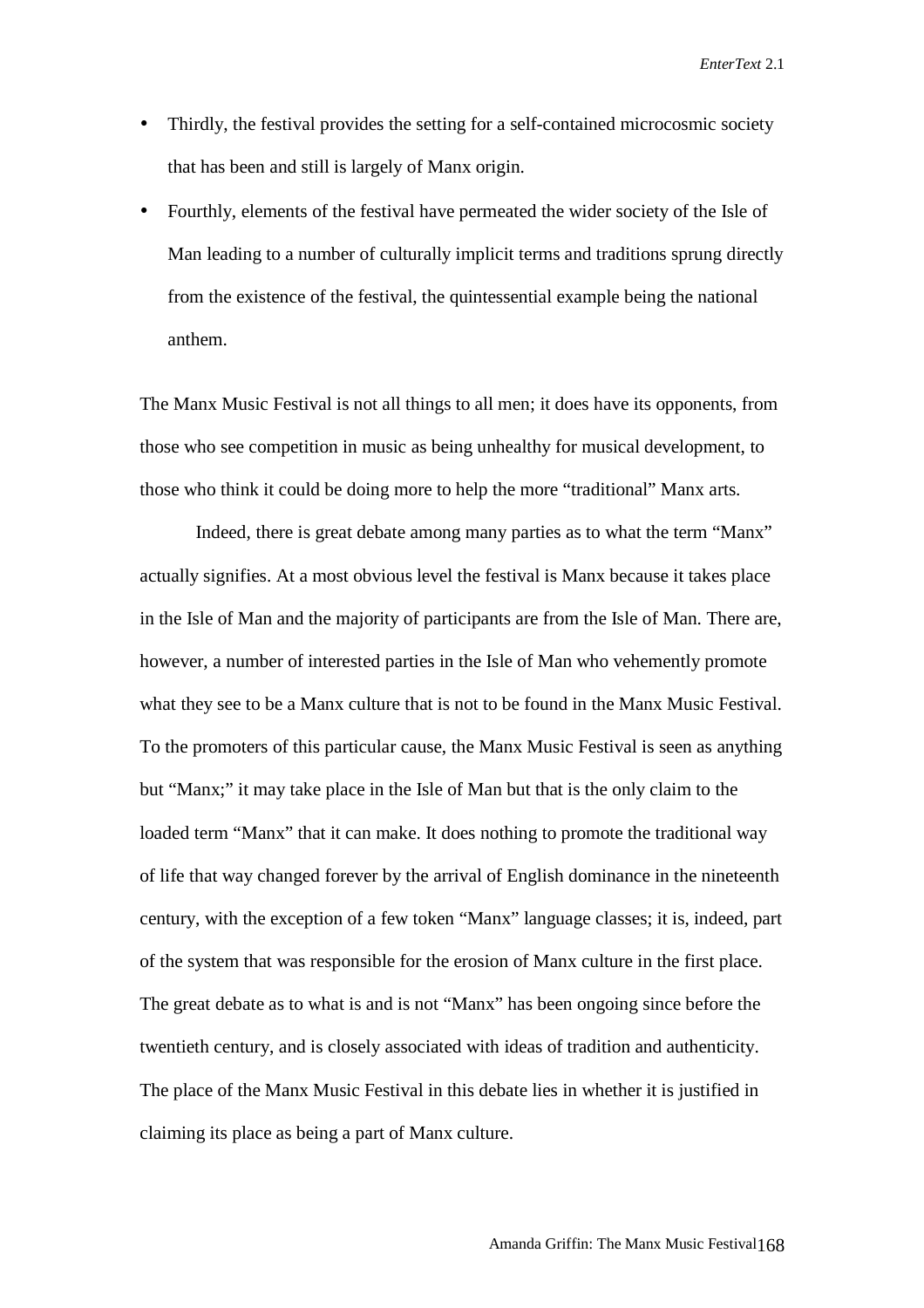- Thirdly, the festival provides the setting for a self-contained microcosmic society that has been and still is largely of Manx origin.
- Fourthly, elements of the festival have permeated the wider society of the Isle of Man leading to a number of culturally implicit terms and traditions sprung directly from the existence of the festival, the quintessential example being the national anthem.

The Manx Music Festival is not all things to all men; it does have its opponents, from those who see competition in music as being unhealthy for musical development, to those who think it could be doing more to help the more "traditional" Manx arts.

Indeed, there is great debate among many parties as to what the term "Manx" actually signifies. At a most obvious level the festival is Manx because it takes place in the Isle of Man and the majority of participants are from the Isle of Man. There are, however, a number of interested parties in the Isle of Man who vehemently promote what they see to be a Manx culture that is not to be found in the Manx Music Festival. To the promoters of this particular cause, the Manx Music Festival is seen as anything but "Manx;" it may take place in the Isle of Man but that is the only claim to the loaded term "Manx" that it can make. It does nothing to promote the traditional way of life that way changed forever by the arrival of English dominance in the nineteenth century, with the exception of a few token "Manx" language classes; it is, indeed, part of the system that was responsible for the erosion of Manx culture in the first place. The great debate as to what is and is not "Manx" has been ongoing since before the twentieth century, and is closely associated with ideas of tradition and authenticity. The place of the Manx Music Festival in this debate lies in whether it is justified in claiming its place as being a part of Manx culture.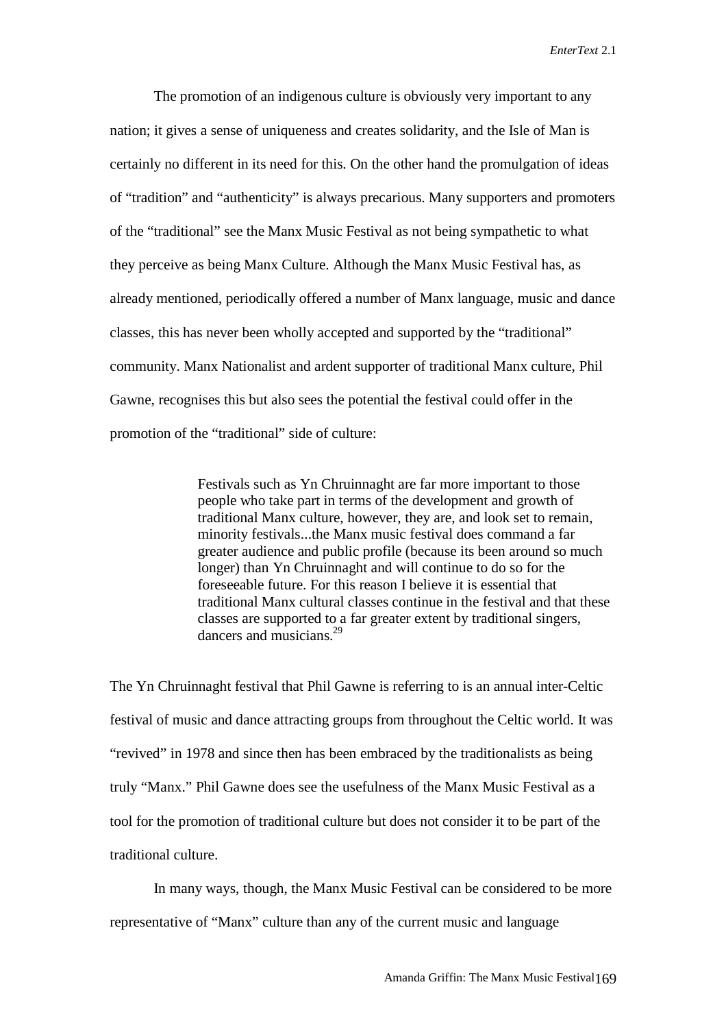The promotion of an indigenous culture is obviously very important to any nation; it gives a sense of uniqueness and creates solidarity, and the Isle of Man is certainly no different in its need for this. On the other hand the promulgation of ideas of "tradition" and "authenticity" is always precarious. Many supporters and promoters of the "traditional" see the Manx Music Festival as not being sympathetic to what they perceive as being Manx Culture. Although the Manx Music Festival has, as already mentioned, periodically offered a number of Manx language, music and dance classes, this has never been wholly accepted and supported by the "traditional" community. Manx Nationalist and ardent supporter of traditional Manx culture, Phil Gawne, recognises this but also sees the potential the festival could offer in the promotion of the "traditional" side of culture:

> Festivals such as Yn Chruinnaght are far more important to those people who take part in terms of the development and growth of traditional Manx culture, however, they are, and look set to remain, minority festivals...the Manx music festival does command a far greater audience and public profile (because its been around so much longer) than Yn Chruinnaght and will continue to do so for the foreseeable future. For this reason I believe it is essential that traditional Manx cultural classes continue in the festival and that these classes are supported to a far greater extent by traditional singers, dancers and musicians.[29]

The Yn Chruinnaght festival that Phil Gawne is referring to is an annual inter-Celtic festival of music and dance attracting groups from throughout the Celtic world. It was "revived" in 1978 and since then has been embraced by the traditionalists as being truly "Manx." Phil Gawne does see the usefulness of the Manx Music Festival as a tool for the promotion of traditional culture but does not consider it to be part of the traditional culture.

In many ways, though, the Manx Music Festival can be considered to be more representative of "Manx" culture than any of the current music and language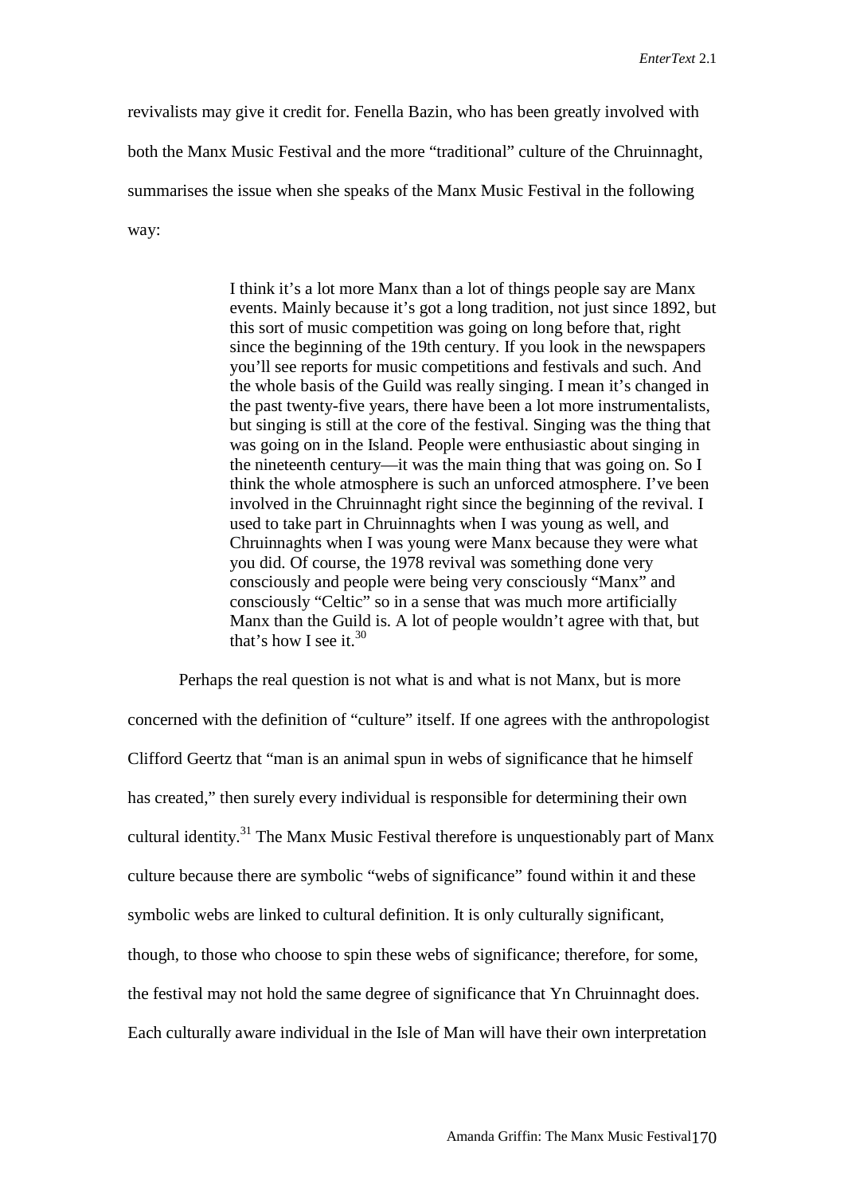revivalists may give it credit for. Fenella Bazin, who has been greatly involved with both the Manx Music Festival and the more "traditional" culture of the Chruinnaght, summarises the issue when she speaks of the Manx Music Festival in the following way:

> I think it's a lot more Manx than a lot of things people say are Manx events. Mainly because it's got a long tradition, not just since 1892, but this sort of music competition was going on long before that, right since the beginning of the 19th century. If you look in the newspapers you'll see reports for music competitions and festivals and such. And the whole basis of the Guild was really singing. I mean it's changed in the past twenty-five years, there have been a lot more instrumentalists, but singing is still at the core of the festival. Singing was the thing that was going on in the Island. People were enthusiastic about singing in the nineteenth century—it was the main thing that was going on. So I think the whole atmosphere is such an unforced atmosphere. I've been involved in the Chruinnaght right since the beginning of the revival. I used to take part in Chruinnaghts when I was young as well, and Chruinnaghts when I was young were Manx because they were what you did. Of course, the 1978 revival was something done very consciously and people were being very consciously "Manx" and consciously "Celtic" so in a sense that was much more artificially Manx than the Guild is. A lot of people wouldn't agree with that, but that's how I see it.[30]

Perhaps the real question is not what is and what is not Manx, but is more concerned with the definition of "culture" itself. If one agrees with the anthropologist Clifford Geertz that "man is an animal spun in webs of significance that he himself has created," then surely every individual is responsible for determining their own cultural identity.[31] The Manx Music Festival therefore is unquestionably part of Manx culture because there are symbolic "webs of significance" found within it and these symbolic webs are linked to cultural definition. It is only culturally significant, though, to those who choose to spin these webs of significance; therefore, for some, the festival may not hold the same degree of significance that Yn Chruinnaght does. Each culturally aware individual in the Isle of Man will have their own interpretation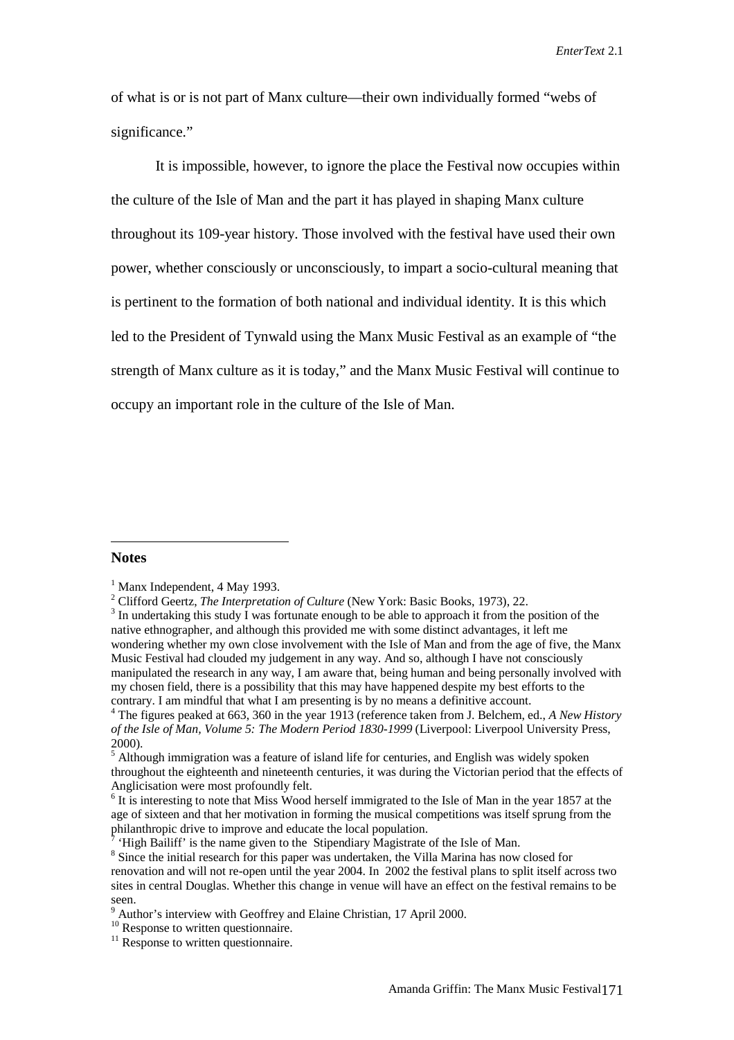of what is or is not part of Manx culture—their own individually formed "webs of significance."

It is impossible, however, to ignore the place the Festival now occupies within the culture of the Isle of Man and the part it has played in shaping Manx culture throughout its 109-year history. Those involved with the festival have used their own power, whether consciously or unconsciously, to impart a socio-cultural meaning that is pertinent to the formation of both national and individual identity. It is this which led to the President of Tynwald using the Manx Music Festival as an example of "the strength of Manx culture as it is today," and the Manx Music Festival will continue to occupy an important role in the culture of the Isle of Man.

---

**Notes**

[1] Manx Independent, 4 May 1993.

[2] Clifford Geertz, *The Interpretation of Culture* (New York: Basic Books, 1973), 22.

[3] In undertaking this study I was fortunate enough to be able to approach it from the position of the native ethnographer, and although this provided me with some distinct advantages, it left me wondering whether my own close involvement with the Isle of Man and from the age of five, the Manx Music Festival had clouded my judgement in any way. And so, although I have not consciously manipulated the research in any way, I am aware that, being human and being personally involved with my chosen field, there is a possibility that this may have happened despite my best efforts to the contrary. I am mindful that what I am presenting is by no means a definitive account.

[4] The figures peaked at 663, 360 in the year 1913 (reference taken from J. Belchem, ed., *A New History of the Isle of Man, Volume 5: The Modern Period 1830-1999* (Liverpool: Liverpool University Press, 2000).

[5] Although immigration was a feature of island life for centuries, and English was widely spoken throughout the eighteenth and nineteenth centuries, it was during the Victorian period that the effects of Anglicisation were most profoundly felt.

[6] It is interesting to note that Miss Wood herself immigrated to the Isle of Man in the year 1857 at the age of sixteen and that her motivation in forming the musical competitions was itself sprung from the philanthropic drive to improve and educate the local population.

[7] 'High Bailiff' is the name given to the Stipendiary Magistrate of the Isle of Man.

[8] Since the initial research for this paper was undertaken, the Villa Marina has now closed for renovation and will not re-open until the year 2004. In 2002 the festival plans to split itself across two sites in central Douglas. Whether this change in venue will have an effect on the festival remains to be seen.

[9] Author's interview with Geoffrey and Elaine Christian, 17 April 2000.

[10] Response to written questionnaire.

[11] Response to written questionnaire.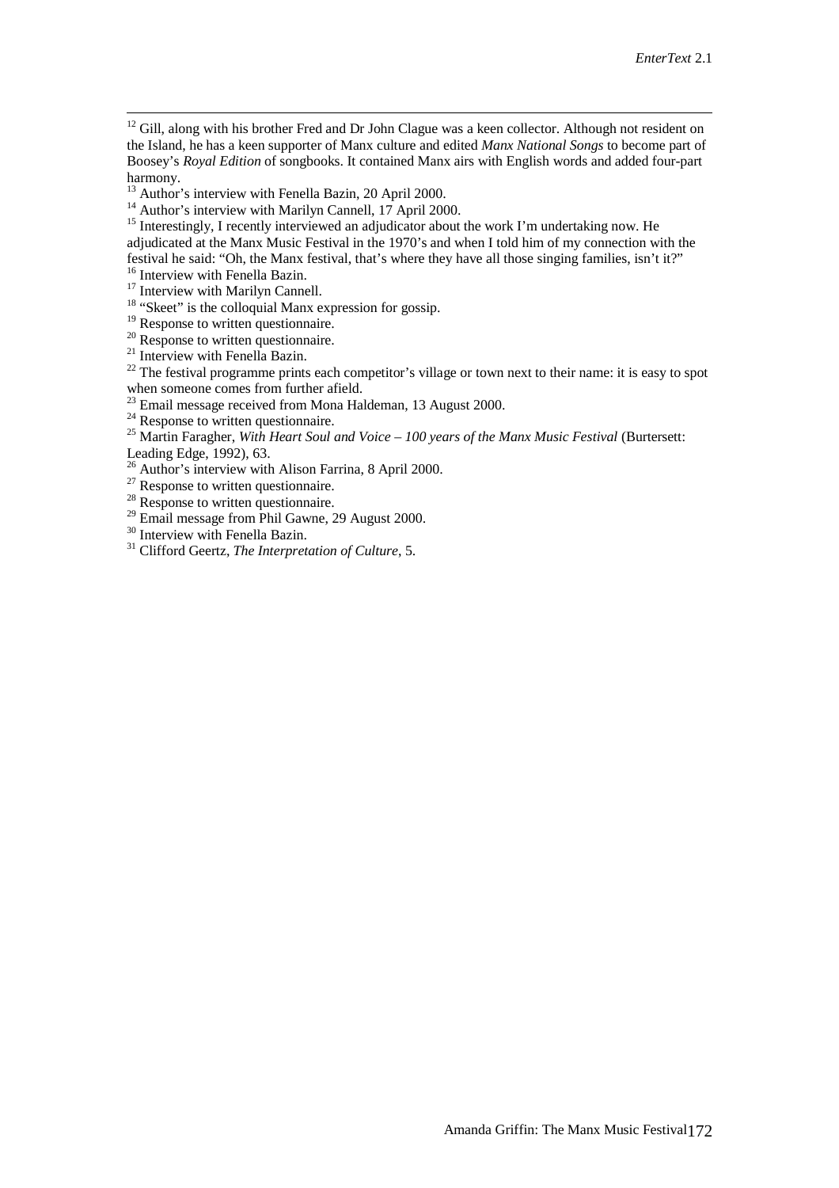[12] Gill, along with his brother Fred and Dr John Clague was a keen collector. Although not resident on the Island, he has a keen supporter of Manx culture and edited *Manx National Songs* to become part of Boosey's *Royal Edition* of songbooks. It contained Manx airs with English words and added four-part harmony.

[13] Author's interview with Fenella Bazin, 20 April 2000.

[14] Author's interview with Marilyn Cannell, 17 April 2000.

[15] Interestingly, I recently interviewed an adjudicator about the work I'm undertaking now. He adjudicated at the Manx Music Festival in the 1970's and when I told him of my connection with the festival he said: "Oh, the Manx festival, that's where they have all those singing families, isn't it?"

[16] Interview with Fenella Bazin.

[17] Interview with Marilyn Cannell.

[18] "Skeet" is the colloquial Manx expression for gossip.

[19] Response to written questionnaire.

[20] Response to written questionnaire.

[21] Interview with Fenella Bazin.

[22] The festival programme prints each competitor's village or town next to their name: it is easy to spot when someone comes from further afield.

[23] Email message received from Mona Haldeman, 13 August 2000.

[24] Response to written questionnaire.

[25] Martin Faragher, *With Heart Soul and Voice – 100 years of the Manx Music Festival* (Burtersett: Leading Edge, 1992), 63.

[26] Author's interview with Alison Farrina, 8 April 2000.

[27] Response to written questionnaire.

[28] Response to written questionnaire.

[29] Email message from Phil Gawne, 29 August 2000.

[30] Interview with Fenella Bazin.

[31] Clifford Geertz, *The Interpretation of Culture*, 5.